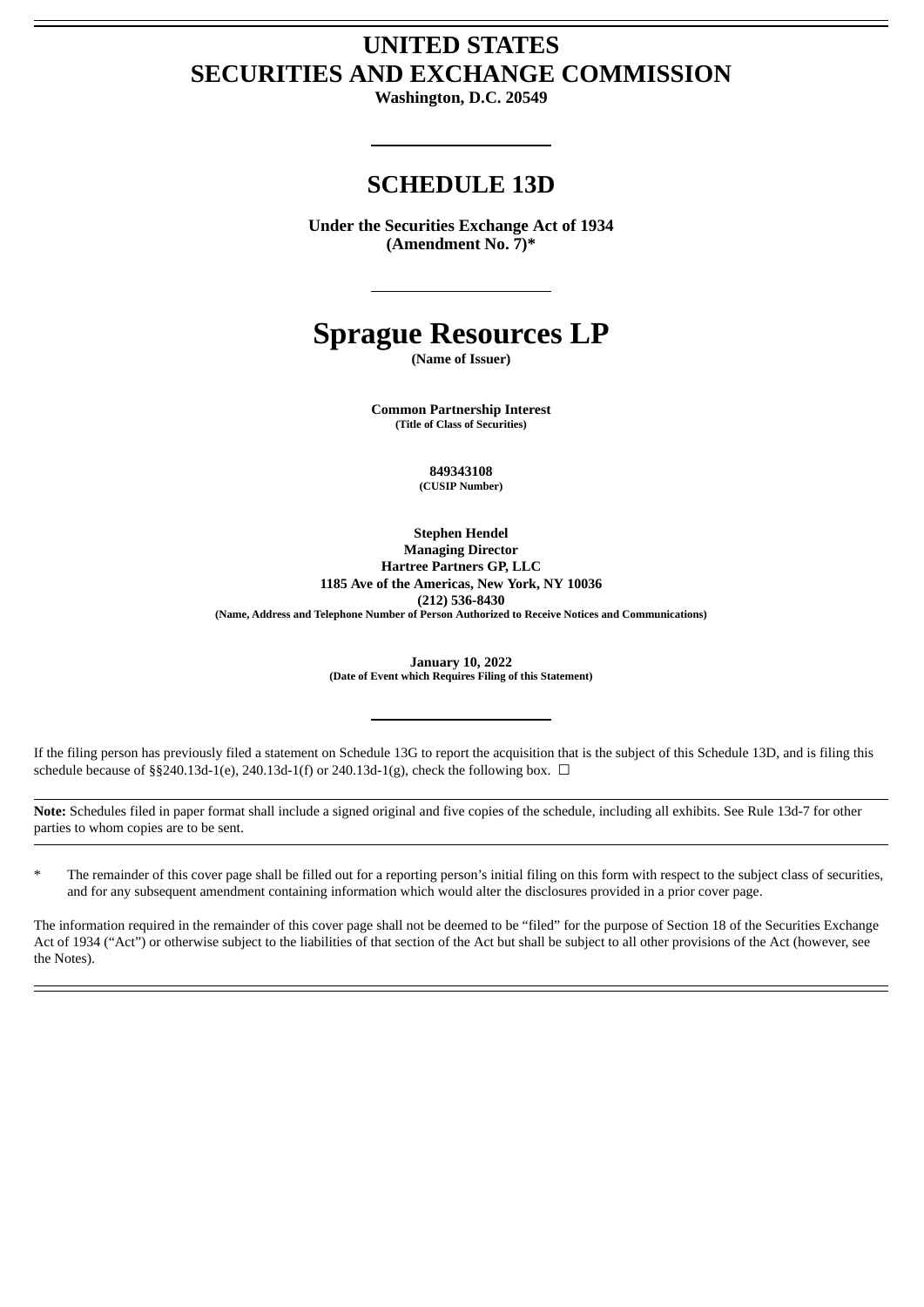# UNITED STATES
# SECURITIES AND EXCHANGE COMMISSION

**Washington, D.C. 20549**

---

## SCHEDULE 13D

**Under the Securities Exchange Act of 1934**
**(Amendment No. 7)***

---

# Sprague Resources LP

**(Name of Issuer)**

**Common Partnership Interest**
**(Title of Class of Securities)**

**849343108**
**(CUSIP Number)**

**Stephen Hendel**
**Managing Director**
**Hartree Partners GP, LLC**
**1185 Ave of the Americas, New York, NY 10036**
**(212) 536-8430**
**(Name, Address and Telephone Number of Person Authorized to Receive Notices and Communications)**

**January 10, 2022**
**(Date of Event which Requires Filing of this Statement)**

---

If the filing person has previously filed a statement on Schedule 13G to report the acquisition that is the subject of this Schedule 13D, and is filing this schedule because of §§240.13d-1(e), 240.13d-1(f) or 240.13d-1(g), check the following box. ☐

**Note:** Schedules filed in paper format shall include a signed original and five copies of the schedule, including all exhibits. See Rule 13d-7 for other parties to whom copies are to be sent.

\* The remainder of this cover page shall be filled out for a reporting person's initial filing on this form with respect to the subject class of securities, and for any subsequent amendment containing information which would alter the disclosures provided in a prior cover page.

The information required in the remainder of this cover page shall not be deemed to be "filed" for the purpose of Section 18 of the Securities Exchange Act of 1934 ("Act") or otherwise subject to the liabilities of that section of the Act but shall be subject to all other provisions of the Act (however, see the Notes).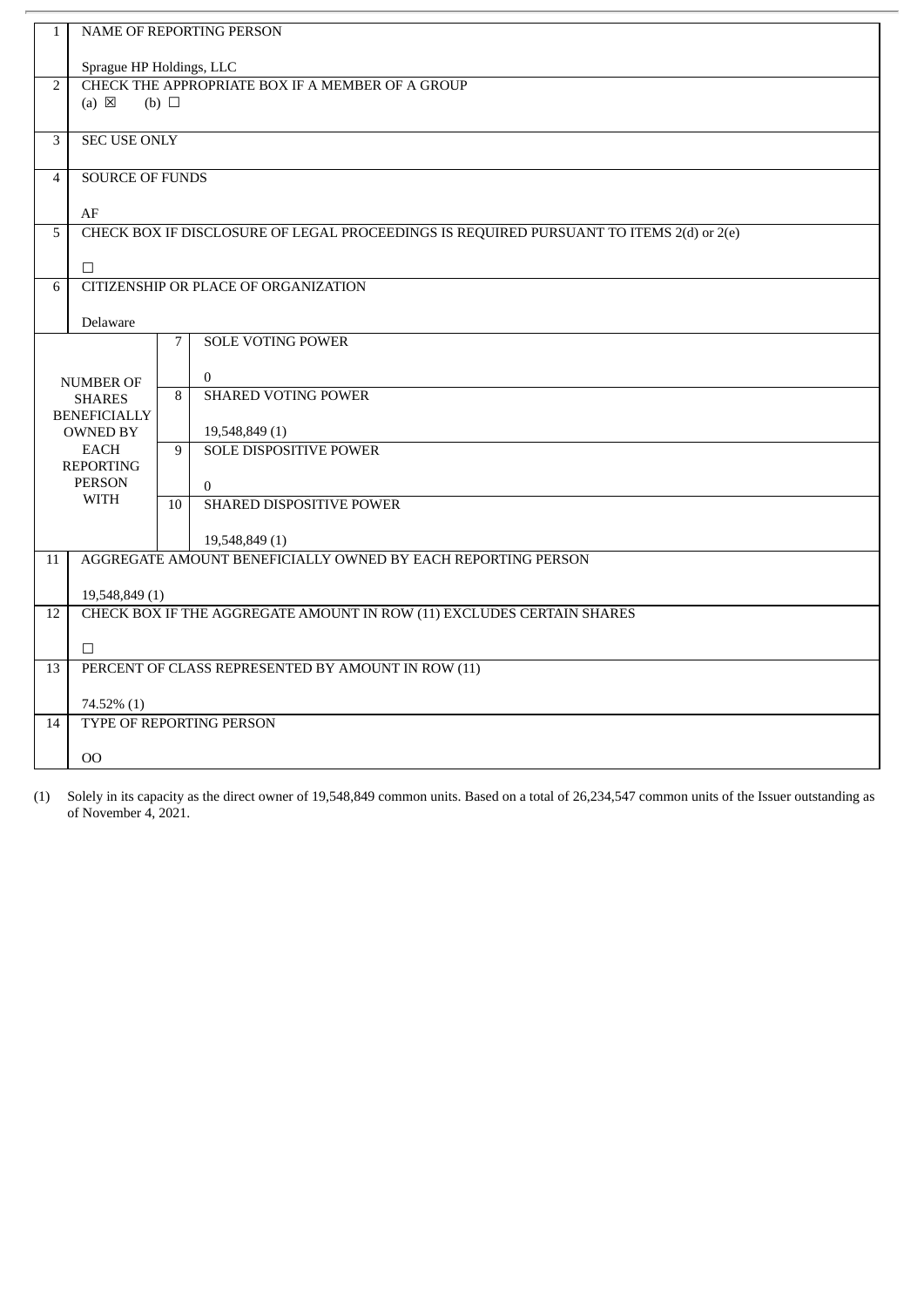| | | | |
|---|---|---|---|
| 1 | NAME OF REPORTING PERSON<br><br>Sprague HP Holdings, LLC | | |
| 2 | CHECK THE APPROPRIATE BOX IF A MEMBER OF A GROUP<br>(a) ☒ (b) ☐ | | |
| 3 | SEC USE ONLY | | |
| 4 | SOURCE OF FUNDS<br><br>AF | | |
| 5 | CHECK BOX IF DISCLOSURE OF LEGAL PROCEEDINGS IS REQUIRED PURSUANT TO ITEMS 2(d) or 2(e)<br><br>☐ | | |
| 6 | CITIZENSHIP OR PLACE OF ORGANIZATION<br><br>Delaware | | |
| NUMBER OF SHARES BENEFICIALLY OWNED BY EACH REPORTING PERSON WITH | | 7 | SOLE VOTING POWER<br><br>0 |
| | | 8 | SHARED VOTING POWER<br><br>19,548,849 (1) |
| | | 9 | SOLE DISPOSITIVE POWER<br><br>0 |
| | | 10 | SHARED DISPOSITIVE POWER<br><br>19,548,849 (1) |
| 11 | AGGREGATE AMOUNT BENEFICIALLY OWNED BY EACH REPORTING PERSON<br><br>19,548,849 (1) | | |
| 12 | CHECK BOX IF THE AGGREGATE AMOUNT IN ROW (11) EXCLUDES CERTAIN SHARES<br><br>☐ | | |
| 13 | PERCENT OF CLASS REPRESENTED BY AMOUNT IN ROW (11)<br><br>74.52% (1) | | |
| 14 | TYPE OF REPORTING PERSON<br><br>OO | | |

(1) Solely in its capacity as the direct owner of 19,548,849 common units. Based on a total of 26,234,547 common units of the Issuer outstanding as of November 4, 2021.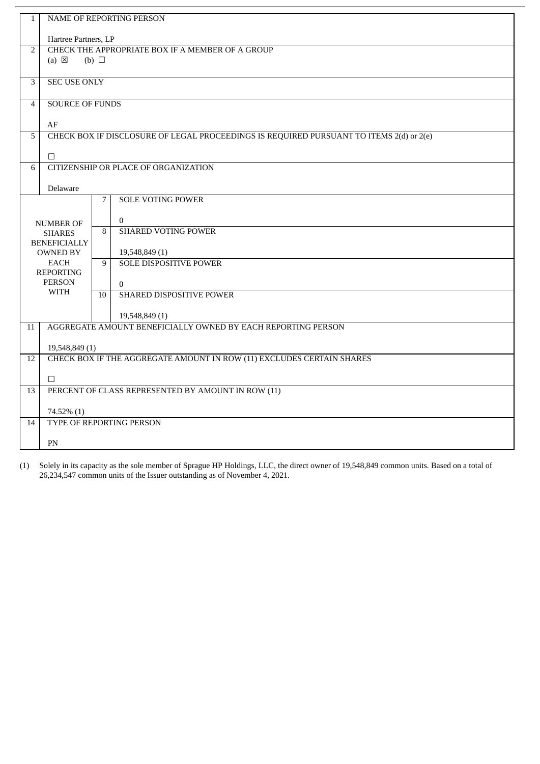| 1 | NAME OF REPORTING PERSON<br><br>Hartree Partners, LP | | |
|---|---|---|---|
| 2 | CHECK THE APPROPRIATE BOX IF A MEMBER OF A GROUP<br>(a) ☒ (b) ☐ | | |
| 3 | SEC USE ONLY | | |
| 4 | SOURCE OF FUNDS<br><br>AF | | |
| 5 | CHECK BOX IF DISCLOSURE OF LEGAL PROCEEDINGS IS REQUIRED PURSUANT TO ITEMS 2(d) or 2(e)<br><br>☐ | | |
| 6 | CITIZENSHIP OR PLACE OF ORGANIZATION<br><br>Delaware | | |
| NUMBER OF SHARES BENEFICIALLY OWNED BY EACH REPORTING PERSON WITH | | 7 | SOLE VOTING POWER<br><br>0 |
| | | 8 | SHARED VOTING POWER<br><br>19,548,849 (1) |
| | | 9 | SOLE DISPOSITIVE POWER<br><br>0 |
| | | 10 | SHARED DISPOSITIVE POWER<br><br>19,548,849 (1) |
| 11 | AGGREGATE AMOUNT BENEFICIALLY OWNED BY EACH REPORTING PERSON<br><br>19,548,849 (1) | | |
| 12 | CHECK BOX IF THE AGGREGATE AMOUNT IN ROW (11) EXCLUDES CERTAIN SHARES<br><br>☐ | | |
| 13 | PERCENT OF CLASS REPRESENTED BY AMOUNT IN ROW (11)<br><br>74.52% (1) | | |
| 14 | TYPE OF REPORTING PERSON<br><br>PN | | |

(1) Solely in its capacity as the sole member of Sprague HP Holdings, LLC, the direct owner of 19,548,849 common units. Based on a total of 26,234,547 common units of the Issuer outstanding as of November 4, 2021.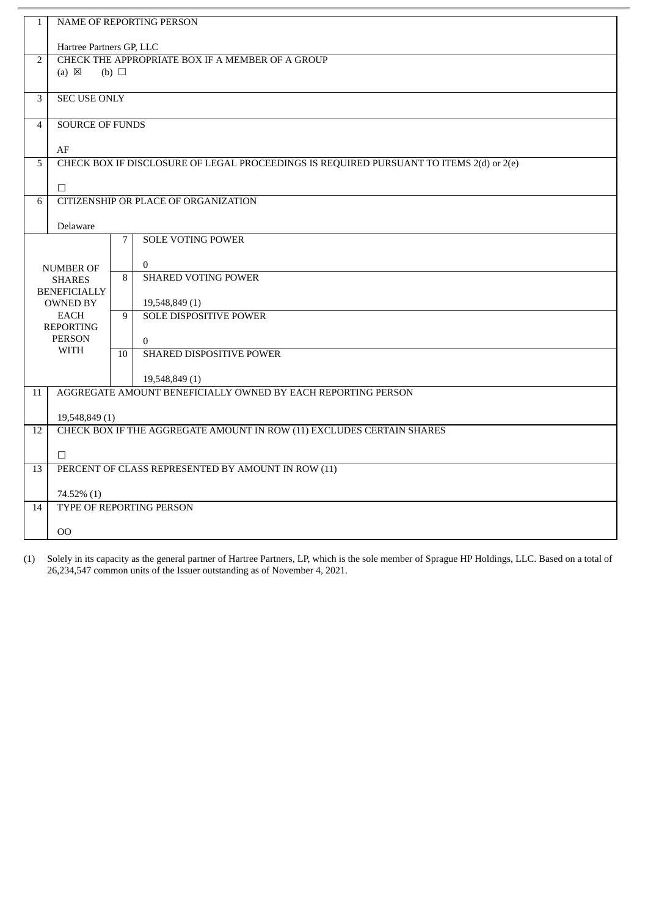| 1 | NAME OF REPORTING PERSON<br><br>Hartree Partners GP, LLC | | |
|---|---|---|---|
| 2 | CHECK THE APPROPRIATE BOX IF A MEMBER OF A GROUP<br>(a) ☒ (b) ☐ | | |
| 3 | SEC USE ONLY | | |
| 4 | SOURCE OF FUNDS<br><br>AF | | |
| 5 | CHECK BOX IF DISCLOSURE OF LEGAL PROCEEDINGS IS REQUIRED PURSUANT TO ITEMS 2(d) or 2(e)<br><br>☐ | | |
| 6 | CITIZENSHIP OR PLACE OF ORGANIZATION<br><br>Delaware | | |
| NUMBER OF SHARES BENEFICIALLY OWNED BY EACH REPORTING PERSON WITH | | 7 | SOLE VOTING POWER<br><br>0 |
| | | 8 | SHARED VOTING POWER<br><br>19,548,849 (1) |
| | | 9 | SOLE DISPOSITIVE POWER<br><br>0 |
| | | 10 | SHARED DISPOSITIVE POWER<br><br>19,548,849 (1) |
| 11 | AGGREGATE AMOUNT BENEFICIALLY OWNED BY EACH REPORTING PERSON<br><br>19,548,849 (1) | | |
| 12 | CHECK BOX IF THE AGGREGATE AMOUNT IN ROW (11) EXCLUDES CERTAIN SHARES<br><br>☐ | | |
| 13 | PERCENT OF CLASS REPRESENTED BY AMOUNT IN ROW (11)<br><br>74.52% (1) | | |
| 14 | TYPE OF REPORTING PERSON<br><br>OO | | |

(1) Solely in its capacity as the general partner of Hartree Partners, LP, which is the sole member of Sprague HP Holdings, LLC. Based on a total of 26,234,547 common units of the Issuer outstanding as of November 4, 2021.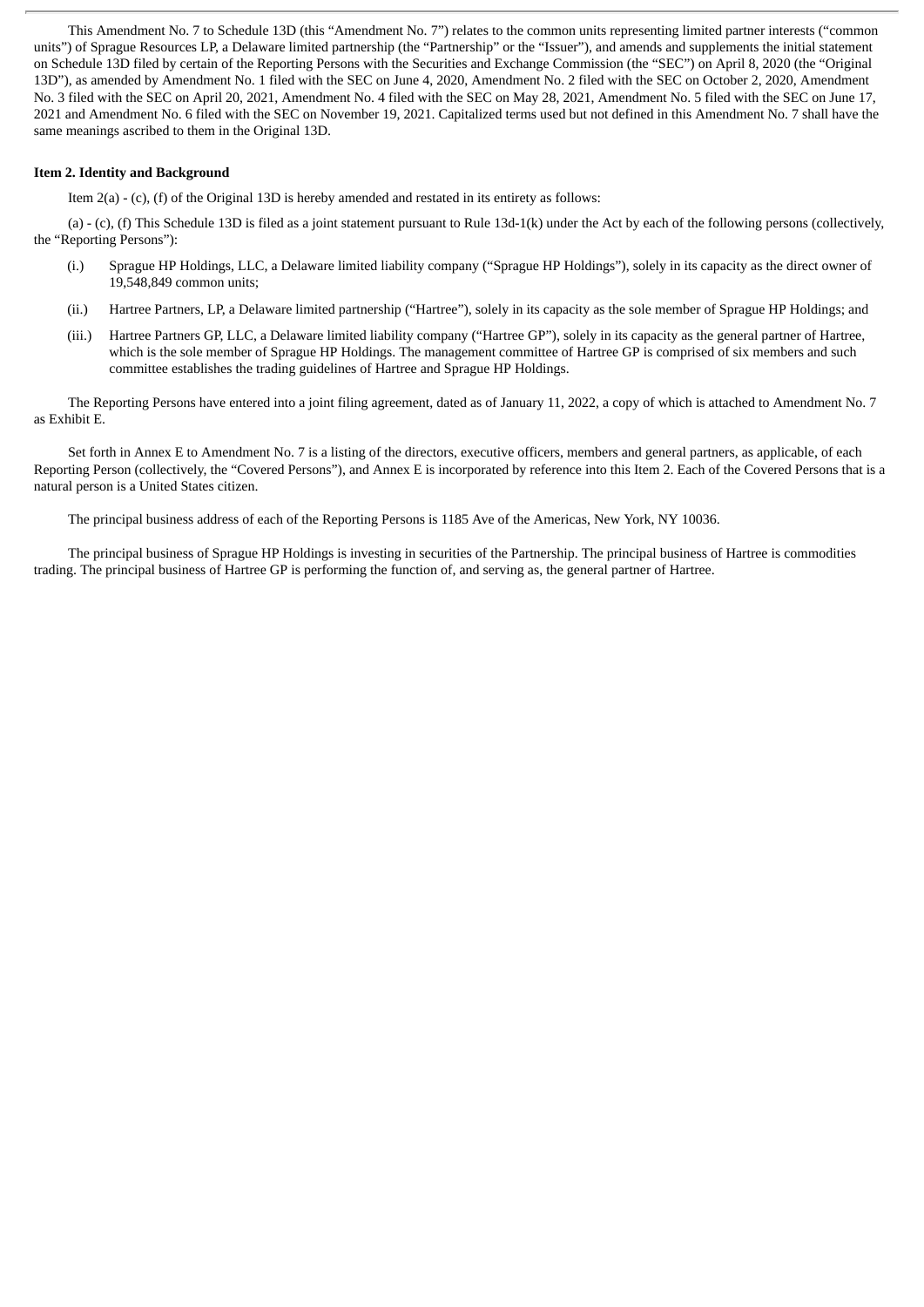This Amendment No. 7 to Schedule 13D (this "Amendment No. 7") relates to the common units representing limited partner interests ("common units") of Sprague Resources LP, a Delaware limited partnership (the "Partnership" or the "Issuer"), and amends and supplements the initial statement on Schedule 13D filed by certain of the Reporting Persons with the Securities and Exchange Commission (the "SEC") on April 8, 2020 (the "Original 13D"), as amended by Amendment No. 1 filed with the SEC on June 4, 2020, Amendment No. 2 filed with the SEC on October 2, 2020, Amendment No. 3 filed with the SEC on April 20, 2021, Amendment No. 4 filed with the SEC on May 28, 2021, Amendment No. 5 filed with the SEC on June 17, 2021 and Amendment No. 6 filed with the SEC on November 19, 2021. Capitalized terms used but not defined in this Amendment No. 7 shall have the same meanings ascribed to them in the Original 13D.

**Item 2. Identity and Background**

Item 2(a) - (c), (f) of the Original 13D is hereby amended and restated in its entirety as follows:

(a) - (c), (f) This Schedule 13D is filed as a joint statement pursuant to Rule 13d-1(k) under the Act by each of the following persons (collectively, the "Reporting Persons"):

(i.) Sprague HP Holdings, LLC, a Delaware limited liability company ("Sprague HP Holdings"), solely in its capacity as the direct owner of 19,548,849 common units;

(ii.) Hartree Partners, LP, a Delaware limited partnership ("Hartree"), solely in its capacity as the sole member of Sprague HP Holdings; and

(iii.) Hartree Partners GP, LLC, a Delaware limited liability company ("Hartree GP"), solely in its capacity as the general partner of Hartree, which is the sole member of Sprague HP Holdings. The management committee of Hartree GP is comprised of six members and such committee establishes the trading guidelines of Hartree and Sprague HP Holdings.

The Reporting Persons have entered into a joint filing agreement, dated as of January 11, 2022, a copy of which is attached to Amendment No. 7 as Exhibit E.

Set forth in Annex E to Amendment No. 7 is a listing of the directors, executive officers, members and general partners, as applicable, of each Reporting Person (collectively, the "Covered Persons"), and Annex E is incorporated by reference into this Item 2. Each of the Covered Persons that is a natural person is a United States citizen.

The principal business address of each of the Reporting Persons is 1185 Ave of the Americas, New York, NY 10036.

The principal business of Sprague HP Holdings is investing in securities of the Partnership. The principal business of Hartree is commodities trading. The principal business of Hartree GP is performing the function of, and serving as, the general partner of Hartree.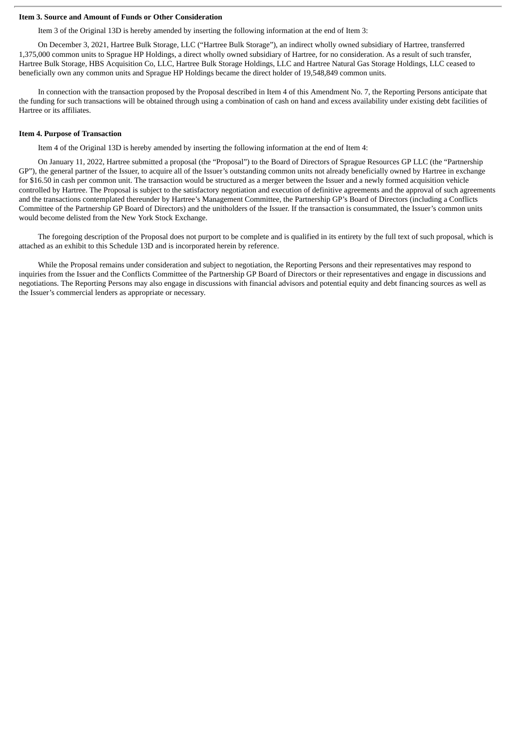**Item 3. Source and Amount of Funds or Other Consideration**

Item 3 of the Original 13D is hereby amended by inserting the following information at the end of Item 3:

On December 3, 2021, Hartree Bulk Storage, LLC ("Hartree Bulk Storage"), an indirect wholly owned subsidiary of Hartree, transferred 1,375,000 common units to Sprague HP Holdings, a direct wholly owned subsidiary of Hartree, for no consideration. As a result of such transfer, Hartree Bulk Storage, HBS Acquisition Co, LLC, Hartree Bulk Storage Holdings, LLC and Hartree Natural Gas Storage Holdings, LLC ceased to beneficially own any common units and Sprague HP Holdings became the direct holder of 19,548,849 common units.

In connection with the transaction proposed by the Proposal described in Item 4 of this Amendment No. 7, the Reporting Persons anticipate that the funding for such transactions will be obtained through using a combination of cash on hand and excess availability under existing debt facilities of Hartree or its affiliates.

**Item 4. Purpose of Transaction**

Item 4 of the Original 13D is hereby amended by inserting the following information at the end of Item 4:

On January 11, 2022, Hartree submitted a proposal (the "Proposal") to the Board of Directors of Sprague Resources GP LLC (the "Partnership GP"), the general partner of the Issuer, to acquire all of the Issuer's outstanding common units not already beneficially owned by Hartree in exchange for $16.50 in cash per common unit. The transaction would be structured as a merger between the Issuer and a newly formed acquisition vehicle controlled by Hartree. The Proposal is subject to the satisfactory negotiation and execution of definitive agreements and the approval of such agreements and the transactions contemplated thereunder by Hartree's Management Committee, the Partnership GP's Board of Directors (including a Conflicts Committee of the Partnership GP Board of Directors) and the unitholders of the Issuer. If the transaction is consummated, the Issuer's common units would become delisted from the New York Stock Exchange.

The foregoing description of the Proposal does not purport to be complete and is qualified in its entirety by the full text of such proposal, which is attached as an exhibit to this Schedule 13D and is incorporated herein by reference.

While the Proposal remains under consideration and subject to negotiation, the Reporting Persons and their representatives may respond to inquiries from the Issuer and the Conflicts Committee of the Partnership GP Board of Directors or their representatives and engage in discussions and negotiations. The Reporting Persons may also engage in discussions with financial advisors and potential equity and debt financing sources as well as the Issuer's commercial lenders as appropriate or necessary.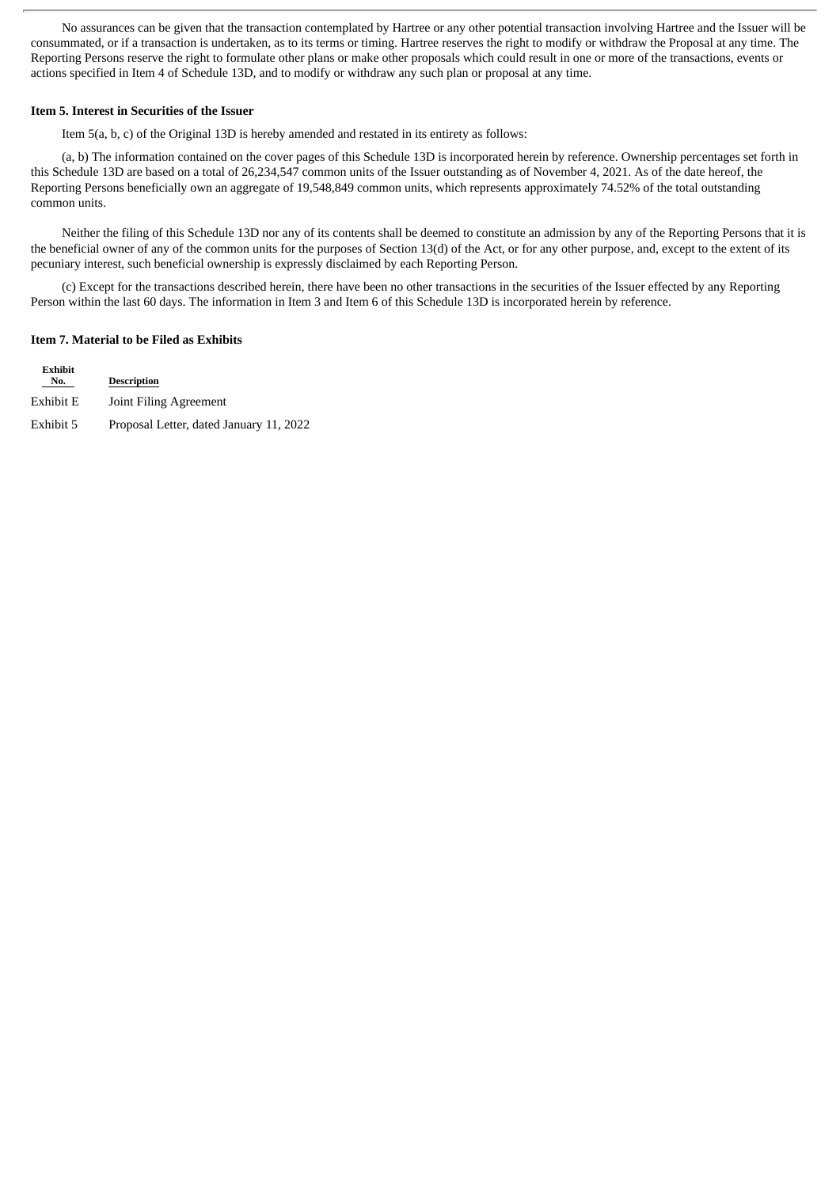No assurances can be given that the transaction contemplated by Hartree or any other potential transaction involving Hartree and the Issuer will be consummated, or if a transaction is undertaken, as to its terms or timing. Hartree reserves the right to modify or withdraw the Proposal at any time. The Reporting Persons reserve the right to formulate other plans or make other proposals which could result in one or more of the transactions, events or actions specified in Item 4 of Schedule 13D, and to modify or withdraw any such plan or proposal at any time.

**Item 5. Interest in Securities of the Issuer**

Item 5(a, b, c) of the Original 13D is hereby amended and restated in its entirety as follows:

(a, b) The information contained on the cover pages of this Schedule 13D is incorporated herein by reference. Ownership percentages set forth in this Schedule 13D are based on a total of 26,234,547 common units of the Issuer outstanding as of November 4, 2021. As of the date hereof, the Reporting Persons beneficially own an aggregate of 19,548,849 common units, which represents approximately 74.52% of the total outstanding common units.

Neither the filing of this Schedule 13D nor any of its contents shall be deemed to constitute an admission by any of the Reporting Persons that it is the beneficial owner of any of the common units for the purposes of Section 13(d) of the Act, or for any other purpose, and, except to the extent of its pecuniary interest, such beneficial ownership is expressly disclaimed by each Reporting Person.

(c) Except for the transactions described herein, there have been no other transactions in the securities of the Issuer effected by any Reporting Person within the last 60 days. The information in Item 3 and Item 6 of this Schedule 13D is incorporated herein by reference.

**Item 7. Material to be Filed as Exhibits**

| Exhibit No. | Description |
|---|---|
| Exhibit E | Joint Filing Agreement |
| Exhibit 5 | Proposal Letter, dated January 11, 2022 |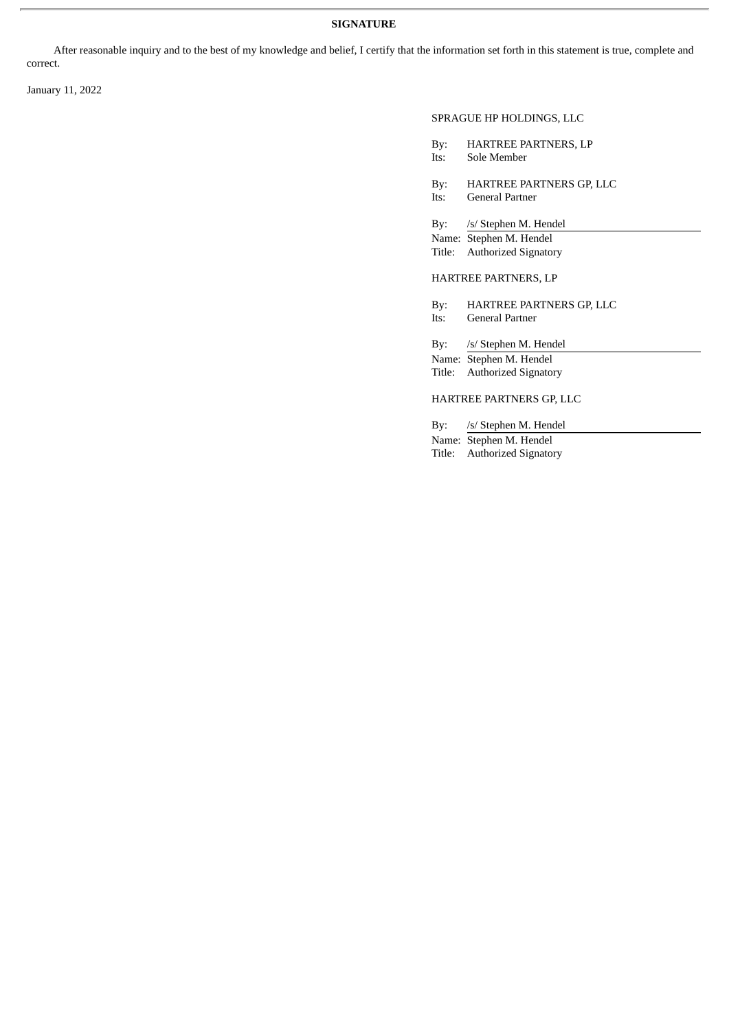**SIGNATURE**

After reasonable inquiry and to the best of my knowledge and belief, I certify that the information set forth in this statement is true, complete and correct.

January 11, 2022

SPRAGUE HP HOLDINGS, LLC

By: HARTREE PARTNERS, LP
Its: Sole Member

By: HARTREE PARTNERS GP, LLC
Its: General Partner

By: /s/ Stephen M. Hendel
Name: Stephen M. Hendel
Title: Authorized Signatory

HARTREE PARTNERS, LP

By: HARTREE PARTNERS GP, LLC
Its: General Partner

By: /s/ Stephen M. Hendel
Name: Stephen M. Hendel
Title: Authorized Signatory

HARTREE PARTNERS GP, LLC

By: /s/ Stephen M. Hendel
Name: Stephen M. Hendel
Title: Authorized Signatory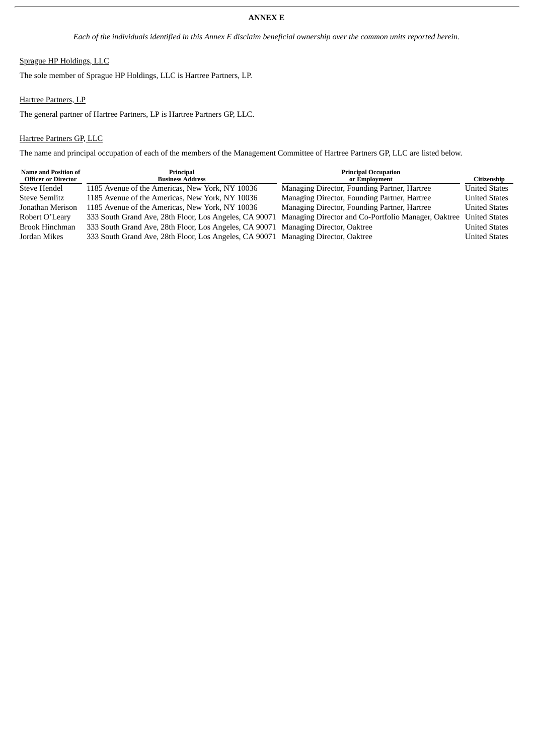## ANNEX E

*Each of the individuals identified in this Annex E disclaim beneficial ownership over the common units reported herein.*

<u>Sprague HP Holdings, LLC</u>

The sole member of Sprague HP Holdings, LLC is Hartree Partners, LP.

<u>Hartree Partners, LP</u>

The general partner of Hartree Partners, LP is Hartree Partners GP, LLC.

<u>Hartree Partners GP, LLC</u>

The name and principal occupation of each of the members of the Management Committee of Hartree Partners GP, LLC are listed below.

| Name and Position of Officer or Director | Principal Business Address | Principal Occupation or Employment | Citizenship |
|---|---|---|---|
| Steve Hendel | 1185 Avenue of the Americas, New York, NY 10036 | Managing Director, Founding Partner, Hartree | United States |
| Steve Semlitz | 1185 Avenue of the Americas, New York, NY 10036 | Managing Director, Founding Partner, Hartree | United States |
| Jonathan Merison | 1185 Avenue of the Americas, New York, NY 10036 | Managing Director, Founding Partner, Hartree | United States |
| Robert O'Leary | 333 South Grand Ave, 28th Floor, Los Angeles, CA 90071 | Managing Director and Co-Portfolio Manager, Oaktree | United States |
| Brook Hinchman | 333 South Grand Ave, 28th Floor, Los Angeles, CA 90071 | Managing Director, Oaktree | United States |
| Jordan Mikes | 333 South Grand Ave, 28th Floor, Los Angeles, CA 90071 | Managing Director, Oaktree | United States |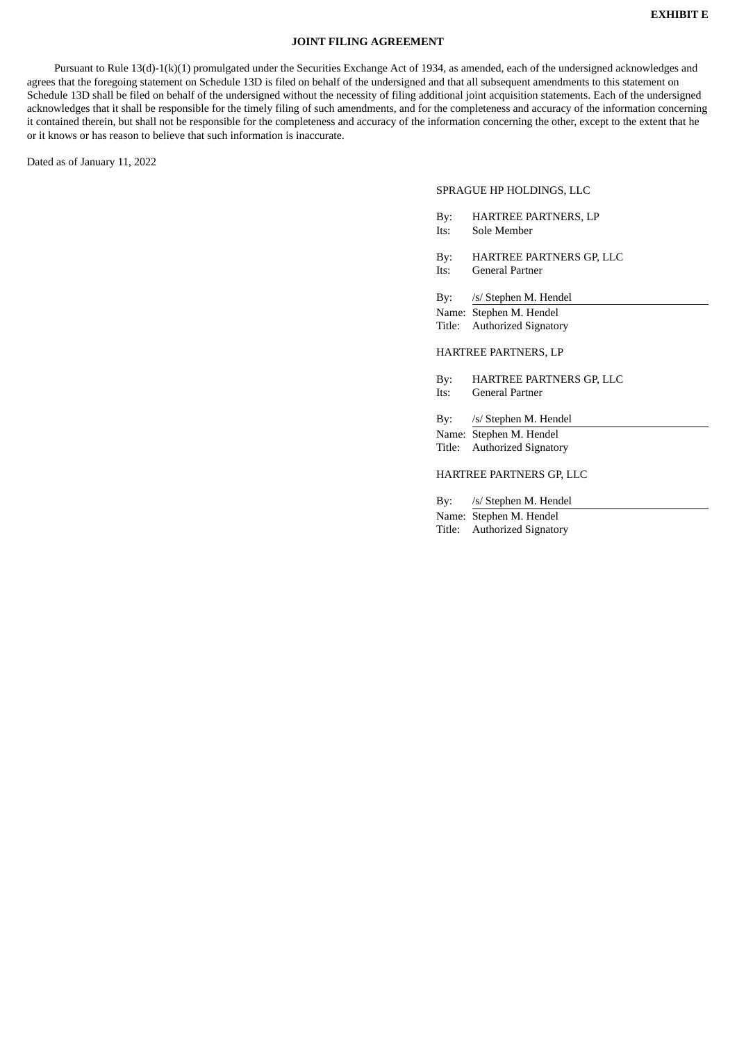**EXHIBIT E**

## JOINT FILING AGREEMENT

Pursuant to Rule 13(d)-1(k)(1) promulgated under the Securities Exchange Act of 1934, as amended, each of the undersigned acknowledges and agrees that the foregoing statement on Schedule 13D is filed on behalf of the undersigned and that all subsequent amendments to this statement on Schedule 13D shall be filed on behalf of the undersigned without the necessity of filing additional joint acquisition statements. Each of the undersigned acknowledges that it shall be responsible for the timely filing of such amendments, and for the completeness and accuracy of the information concerning it contained therein, but shall not be responsible for the completeness and accuracy of the information concerning the other, except to the extent that he or it knows or has reason to believe that such information is inaccurate.

Dated as of January 11, 2022

SPRAGUE HP HOLDINGS, LLC

By: HARTREE PARTNERS, LP
Its: Sole Member

By: HARTREE PARTNERS GP, LLC
Its: General Partner

By: /s/ Stephen M. Hendel
Name: Stephen M. Hendel
Title: Authorized Signatory

HARTREE PARTNERS, LP

By: HARTREE PARTNERS GP, LLC
Its: General Partner

By: /s/ Stephen M. Hendel
Name: Stephen M. Hendel
Title: Authorized Signatory

HARTREE PARTNERS GP, LLC

By: /s/ Stephen M. Hendel
Name: Stephen M. Hendel
Title: Authorized Signatory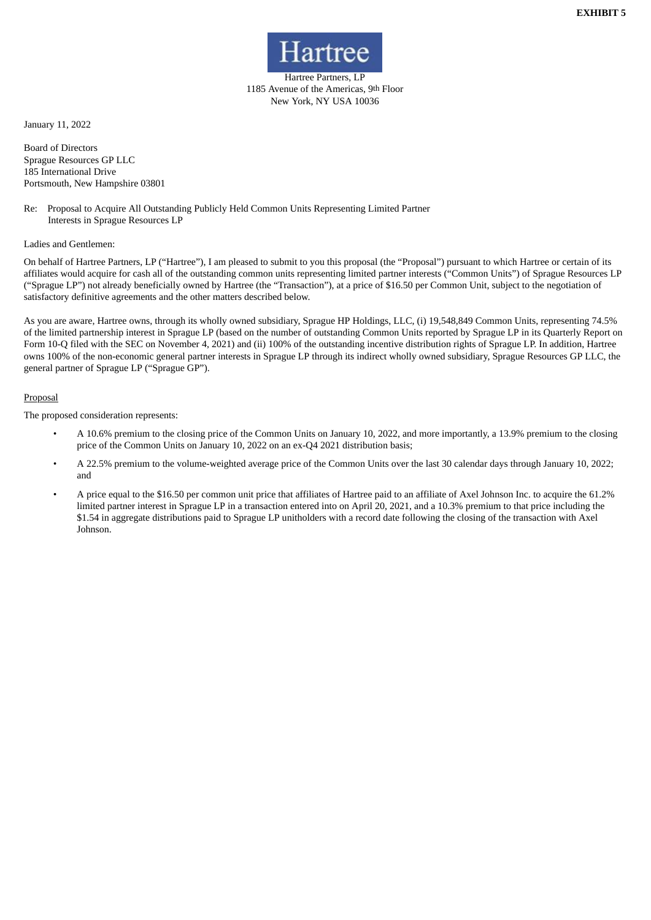**EXHIBIT 5**

Hartree

Hartree Partners, LP
1185 Avenue of the Americas, 9th Floor
New York, NY USA 10036

January 11, 2022

Board of Directors
Sprague Resources GP LLC
185 International Drive
Portsmouth, New Hampshire 03801

Re: Proposal to Acquire All Outstanding Publicly Held Common Units Representing Limited Partner Interests in Sprague Resources LP

Ladies and Gentlemen:

On behalf of Hartree Partners, LP ("Hartree"), I am pleased to submit to you this proposal (the "Proposal") pursuant to which Hartree or certain of its affiliates would acquire for cash all of the outstanding common units representing limited partner interests ("Common Units") of Sprague Resources LP ("Sprague LP") not already beneficially owned by Hartree (the "Transaction"), at a price of $16.50 per Common Unit, subject to the negotiation of satisfactory definitive agreements and the other matters described below.

As you are aware, Hartree owns, through its wholly owned subsidiary, Sprague HP Holdings, LLC, (i) 19,548,849 Common Units, representing 74.5% of the limited partnership interest in Sprague LP (based on the number of outstanding Common Units reported by Sprague LP in its Quarterly Report on Form 10-Q filed with the SEC on November 4, 2021) and (ii) 100% of the outstanding incentive distribution rights of Sprague LP. In addition, Hartree owns 100% of the non-economic general partner interests in Sprague LP through its indirect wholly owned subsidiary, Sprague Resources GP LLC, the general partner of Sprague LP ("Sprague GP").

<u>Proposal</u>

The proposed consideration represents:

- A 10.6% premium to the closing price of the Common Units on January 10, 2022, and more importantly, a 13.9% premium to the closing price of the Common Units on January 10, 2022 on an ex-Q4 2021 distribution basis;
- A 22.5% premium to the volume-weighted average price of the Common Units over the last 30 calendar days through January 10, 2022; and
- A price equal to the $16.50 per common unit price that affiliates of Hartree paid to an affiliate of Axel Johnson Inc. to acquire the 61.2% limited partner interest in Sprague LP in a transaction entered into on April 20, 2021, and a 10.3% premium to that price including the $1.54 in aggregate distributions paid to Sprague LP unitholders with a record date following the closing of the transaction with Axel Johnson.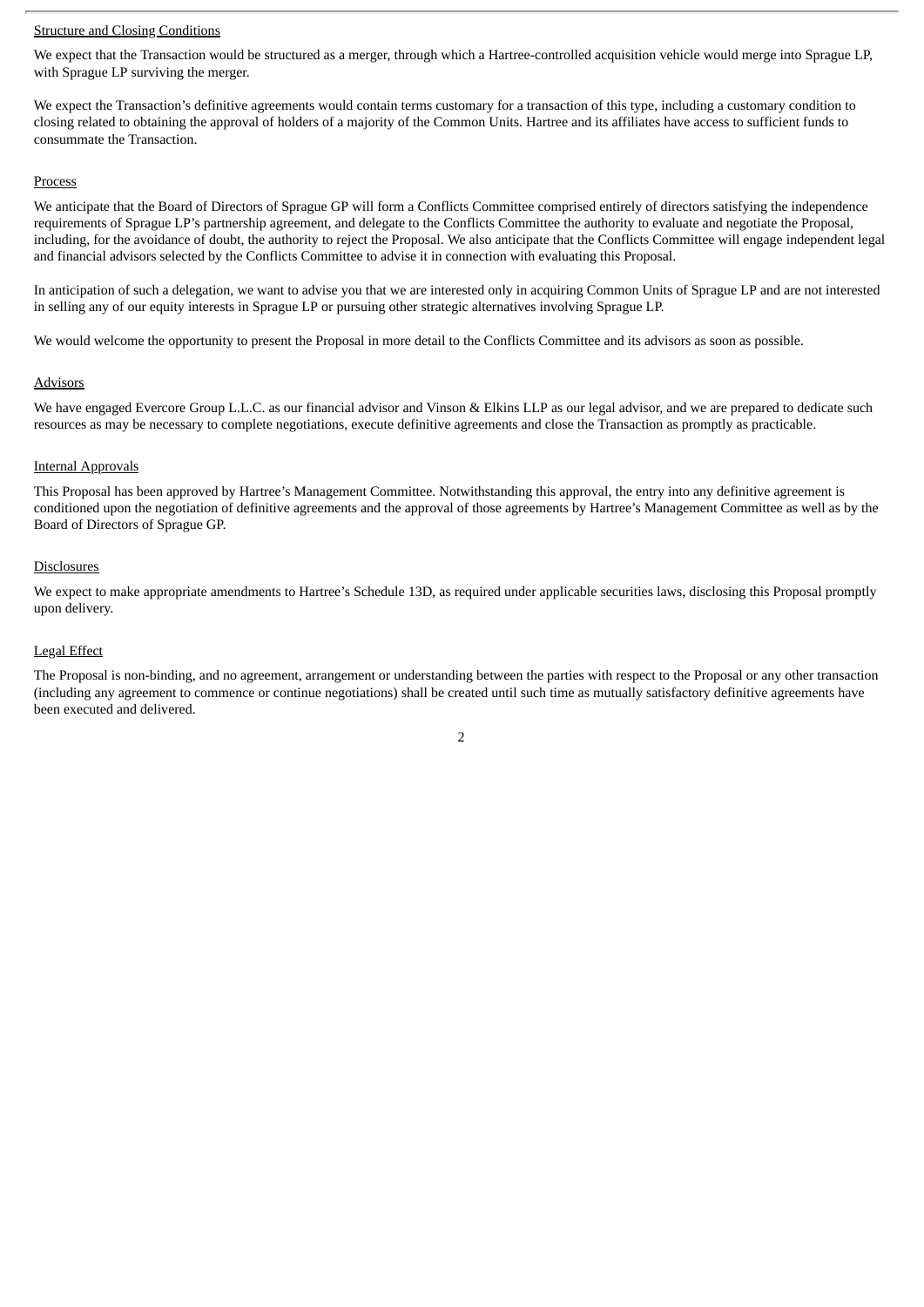Structure and Closing Conditions

We expect that the Transaction would be structured as a merger, through which a Hartree-controlled acquisition vehicle would merge into Sprague LP, with Sprague LP surviving the merger.

We expect the Transaction's definitive agreements would contain terms customary for a transaction of this type, including a customary condition to closing related to obtaining the approval of holders of a majority of the Common Units. Hartree and its affiliates have access to sufficient funds to consummate the Transaction.

Process

We anticipate that the Board of Directors of Sprague GP will form a Conflicts Committee comprised entirely of directors satisfying the independence requirements of Sprague LP's partnership agreement, and delegate to the Conflicts Committee the authority to evaluate and negotiate the Proposal, including, for the avoidance of doubt, the authority to reject the Proposal. We also anticipate that the Conflicts Committee will engage independent legal and financial advisors selected by the Conflicts Committee to advise it in connection with evaluating this Proposal.

In anticipation of such a delegation, we want to advise you that we are interested only in acquiring Common Units of Sprague LP and are not interested in selling any of our equity interests in Sprague LP or pursuing other strategic alternatives involving Sprague LP.

We would welcome the opportunity to present the Proposal in more detail to the Conflicts Committee and its advisors as soon as possible.

Advisors

We have engaged Evercore Group L.L.C. as our financial advisor and Vinson & Elkins LLP as our legal advisor, and we are prepared to dedicate such resources as may be necessary to complete negotiations, execute definitive agreements and close the Transaction as promptly as practicable.

Internal Approvals

This Proposal has been approved by Hartree's Management Committee. Notwithstanding this approval, the entry into any definitive agreement is conditioned upon the negotiation of definitive agreements and the approval of those agreements by Hartree's Management Committee as well as by the Board of Directors of Sprague GP.

Disclosures

We expect to make appropriate amendments to Hartree's Schedule 13D, as required under applicable securities laws, disclosing this Proposal promptly upon delivery.

Legal Effect

The Proposal is non-binding, and no agreement, arrangement or understanding between the parties with respect to the Proposal or any other transaction (including any agreement to commence or continue negotiations) shall be created until such time as mutually satisfactory definitive agreements have been executed and delivered.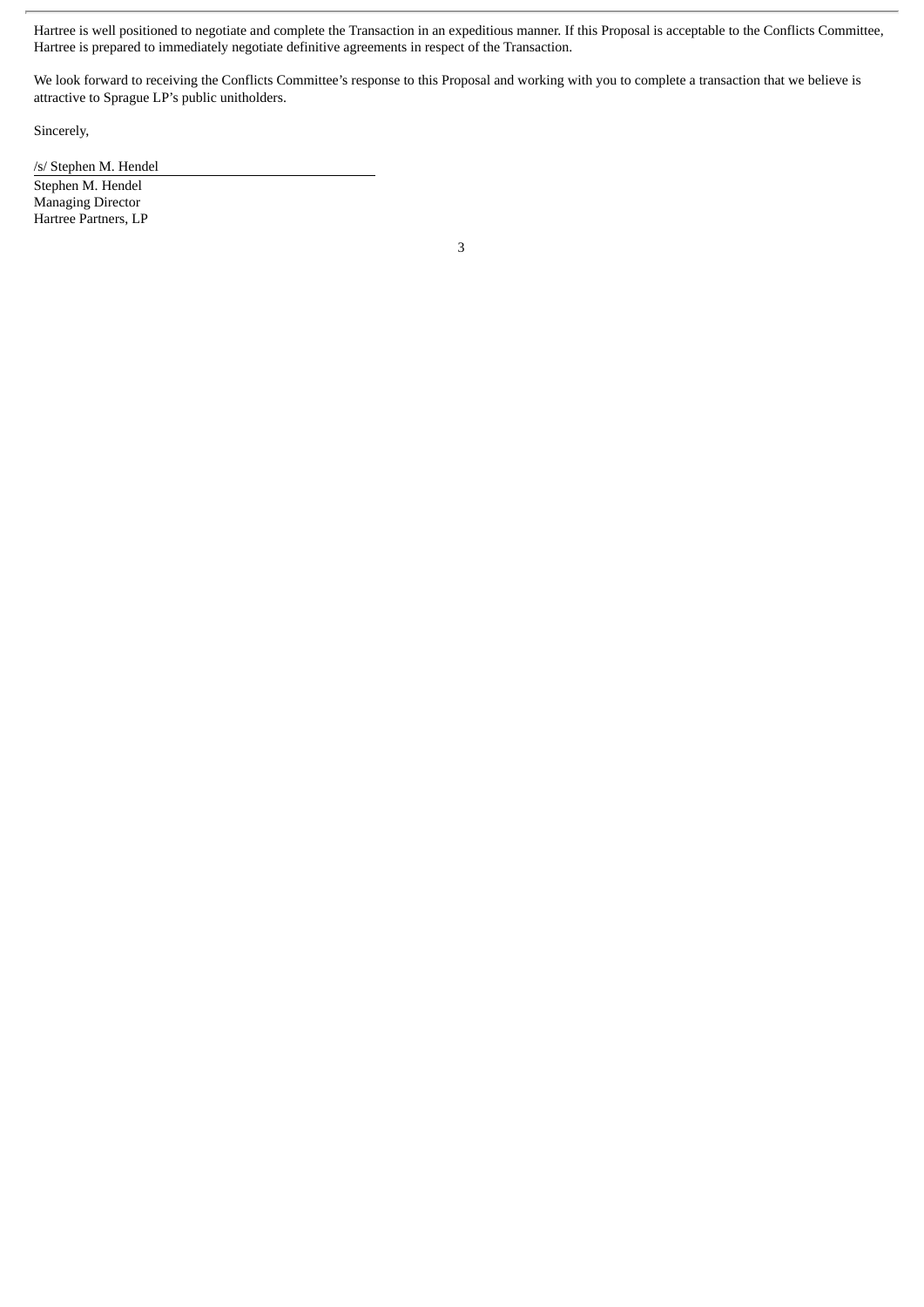Hartree is well positioned to negotiate and complete the Transaction in an expeditious manner. If this Proposal is acceptable to the Conflicts Committee, Hartree is prepared to immediately negotiate definitive agreements in respect of the Transaction.

We look forward to receiving the Conflicts Committee's response to this Proposal and working with you to complete a transaction that we believe is attractive to Sprague LP's public unitholders.

Sincerely,

/s/ Stephen M. Hendel

Stephen M. Hendel
Managing Director
Hartree Partners, LP